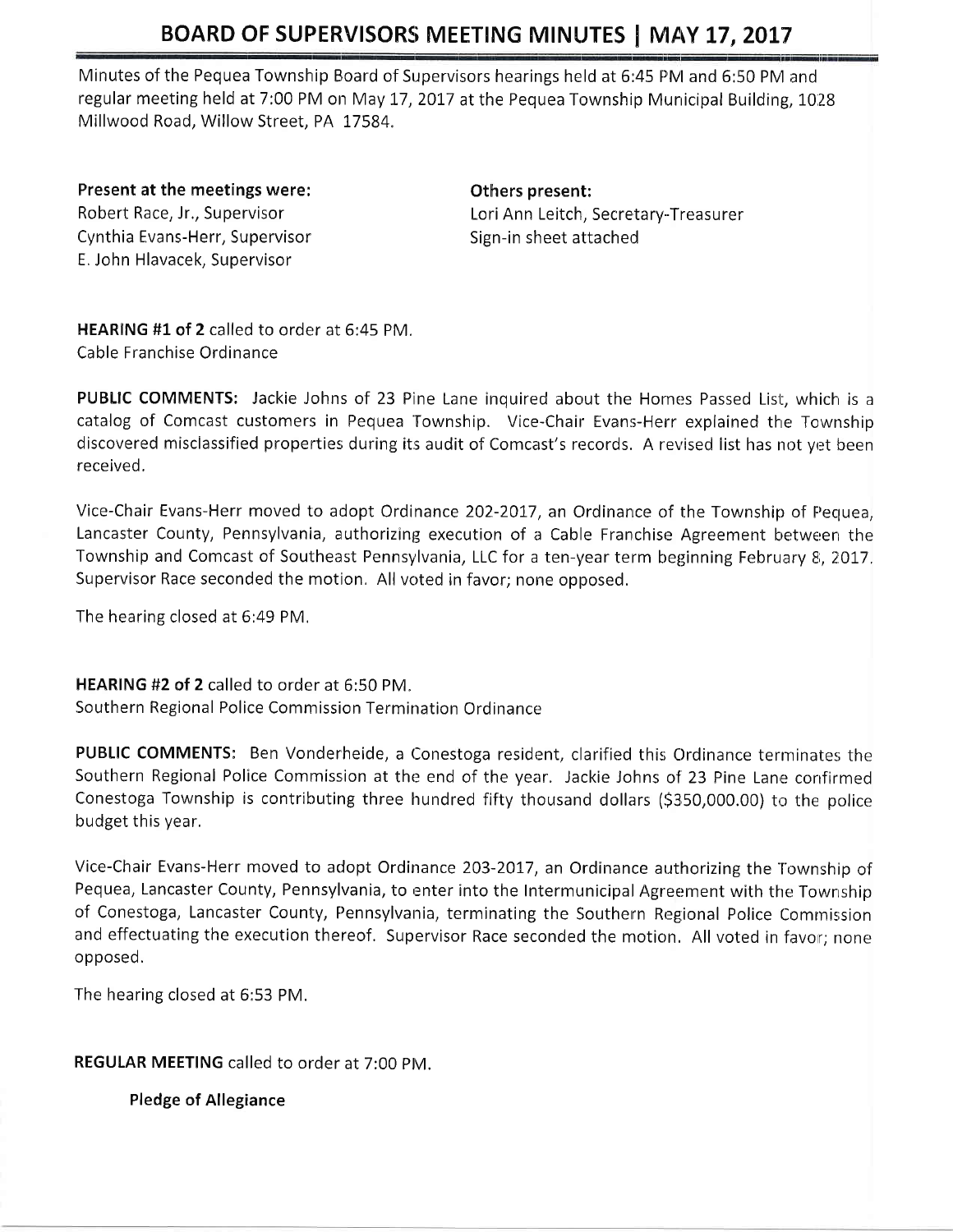# BOARD OF SUPERVISORS MEETING MINUTES | MAY 17, 2017

Minutes of the Pequea Township Board of Supervisors hearings held at 6:45 PM and 6:50 PM and regular meeting held at 7:00 PM on May 17, 2017 at the Pequea Township Municipal Building, 1028 Millwood Road, Willow Street, PA 17584.

**Present at the meetings were:**
Robert Race, Jr., Supervisor
Cynthia Evans-Herr, Supervisor
E. John Hlavacek, Supervisor

**Others present:**
Lori Ann Leitch, Secretary-Treasurer
Sign-in sheet attached

**HEARING #1 of 2** called to order at 6:45 PM.
Cable Franchise Ordinance

**PUBLIC COMMENTS:** Jackie Johns of 23 Pine Lane inquired about the Homes Passed List, which is a catalog of Comcast customers in Pequea Township. Vice-Chair Evans-Herr explained the Township discovered misclassified properties during its audit of Comcast's records. A revised list has not yet been received.

Vice-Chair Evans-Herr moved to adopt Ordinance 202-2017, an Ordinance of the Township of Pequea, Lancaster County, Pennsylvania, authorizing execution of a Cable Franchise Agreement between the Township and Comcast of Southeast Pennsylvania, LLC for a ten-year term beginning February 8, 2017. Supervisor Race seconded the motion. All voted in favor; none opposed.

The hearing closed at 6:49 PM.

**HEARING #2 of 2** called to order at 6:50 PM.
Southern Regional Police Commission Termination Ordinance

**PUBLIC COMMENTS:** Ben Vonderheide, a Conestoga resident, clarified this Ordinance terminates the Southern Regional Police Commission at the end of the year. Jackie Johns of 23 Pine Lane confirmed Conestoga Township is contributing three hundred fifty thousand dollars ($350,000.00) to the police budget this year.

Vice-Chair Evans-Herr moved to adopt Ordinance 203-2017, an Ordinance authorizing the Township of Pequea, Lancaster County, Pennsylvania, to enter into the Intermunicipal Agreement with the Township of Conestoga, Lancaster County, Pennsylvania, terminating the Southern Regional Police Commission and effectuating the execution thereof. Supervisor Race seconded the motion. All voted in favor; none opposed.

The hearing closed at 6:53 PM.

**REGULAR MEETING** called to order at 7:00 PM.

**Pledge of Allegiance**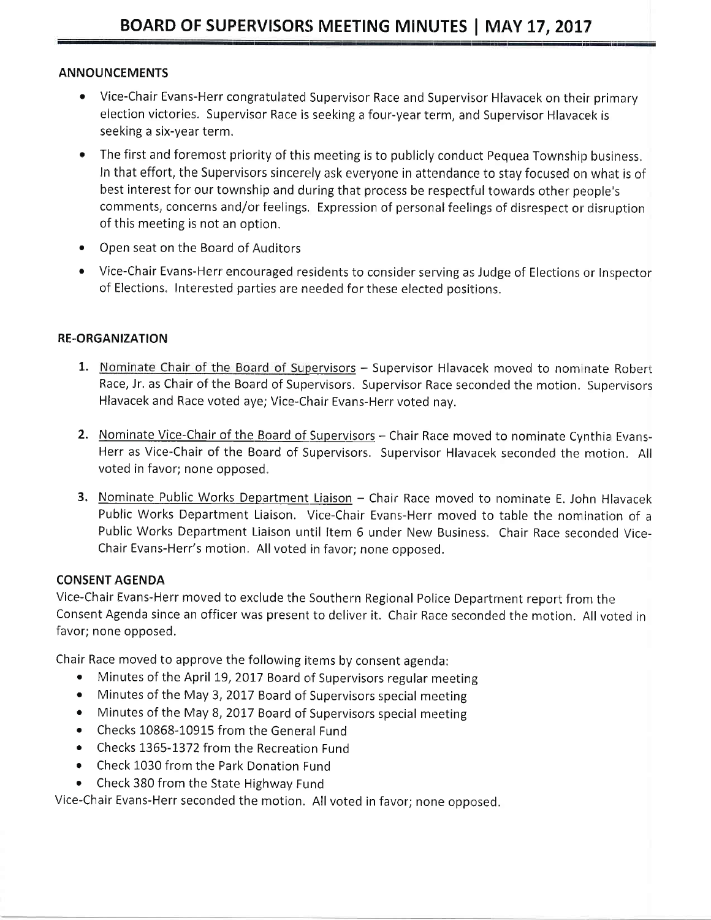## ANNOUNCEMENTS

- Vice-Chair Evans-Herr congratulated Supervisor Race and Supervisor Hlavacek on their primary election victories. Supervisor Race is seeking a four-year term, and Supervisor Hlavacek is seeking a six-year term.
- The first and foremost priority of this meeting is to publicly conduct Pequea Township business. In that effort, the Supervisors sincerely ask everyone in attendance to stay focused on what is of best interest for our township and during that process be respectful towards other people's comments, concerns and/or feelings. Expression of personal feelings of disrespect or disruption of this meeting is not an option.
- Open seat on the Board of Auditors
- Vice-Chair Evans-Herr encouraged residents to consider serving as Judge of Elections or Inspector of Elections. Interested parties are needed for these elected positions.

## RE-ORGANIZATION

1. Nominate Chair of the Board of Supervisors – Supervisor Hlavacek moved to nominate Robert Race, Jr. as Chair of the Board of Supervisors. Supervisor Race seconded the motion. Supervisors Hlavacek and Race voted aye; Vice-Chair Evans-Herr voted nay.
2. Nominate Vice-Chair of the Board of Supervisors – Chair Race moved to nominate Cynthia Evans-Herr as Vice-Chair of the Board of Supervisors. Supervisor Hlavacek seconded the motion. All voted in favor; none opposed.
3. Nominate Public Works Department Liaison – Chair Race moved to nominate E. John Hlavacek Public Works Department Liaison. Vice-Chair Evans-Herr moved to table the nomination of a Public Works Department Liaison until Item 6 under New Business. Chair Race seconded Vice-Chair Evans-Herr's motion. All voted in favor; none opposed.

## CONSENT AGENDA

Vice-Chair Evans-Herr moved to exclude the Southern Regional Police Department report from the Consent Agenda since an officer was present to deliver it. Chair Race seconded the motion. All voted in favor; none opposed.

Chair Race moved to approve the following items by consent agenda:

- Minutes of the April 19, 2017 Board of Supervisors regular meeting
- Minutes of the May 3, 2017 Board of Supervisors special meeting
- Minutes of the May 8, 2017 Board of Supervisors special meeting
- Checks 10868-10915 from the General Fund
- Checks 1365-1372 from the Recreation Fund
- Check 1030 from the Park Donation Fund
- Check 380 from the State Highway Fund

Vice-Chair Evans-Herr seconded the motion. All voted in favor; none opposed.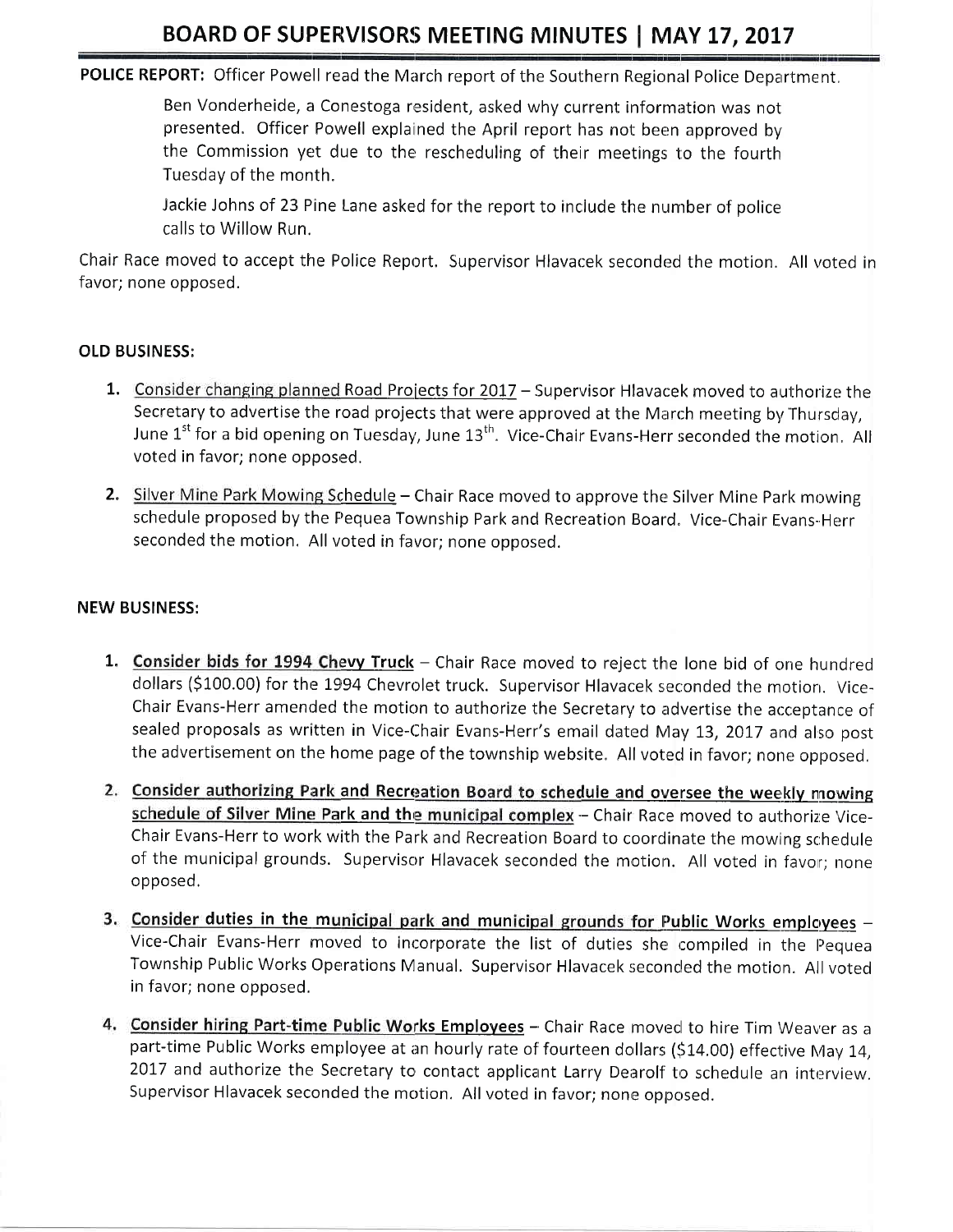# BOARD OF SUPERVISORS MEETING MINUTES | MAY 17, 2017

**POLICE REPORT:** Officer Powell read the March report of the Southern Regional Police Department.

Ben Vonderheide, a Conestoga resident, asked why current information was not presented. Officer Powell explained the April report has not been approved by the Commission yet due to the rescheduling of their meetings to the fourth Tuesday of the month.

Jackie Johns of 23 Pine Lane asked for the report to include the number of police calls to Willow Run.

Chair Race moved to accept the Police Report. Supervisor Hlavacek seconded the motion. All voted in favor; none opposed.

**OLD BUSINESS:**

1. Consider changing planned Road Projects for 2017 – Supervisor Hlavacek moved to authorize the Secretary to advertise the road projects that were approved at the March meeting by Thursday, June 1st for a bid opening on Tuesday, June 13th. Vice-Chair Evans-Herr seconded the motion. All voted in favor; none opposed.

2. Silver Mine Park Mowing Schedule – Chair Race moved to approve the Silver Mine Park mowing schedule proposed by the Pequea Township Park and Recreation Board. Vice-Chair Evans-Herr seconded the motion. All voted in favor; none opposed.

**NEW BUSINESS:**

1. **Consider bids for 1994 Chevy Truck** – Chair Race moved to reject the lone bid of one hundred dollars ($100.00) for the 1994 Chevrolet truck. Supervisor Hlavacek seconded the motion. Vice-Chair Evans-Herr amended the motion to authorize the Secretary to advertise the acceptance of sealed proposals as written in Vice-Chair Evans-Herr's email dated May 13, 2017 and also post the advertisement on the home page of the township website. All voted in favor; none opposed.

2. **Consider authorizing Park and Recreation Board to schedule and oversee the weekly mowing schedule of Silver Mine Park and the municipal complex** – Chair Race moved to authorize Vice-Chair Evans-Herr to work with the Park and Recreation Board to coordinate the mowing schedule of the municipal grounds. Supervisor Hlavacek seconded the motion. All voted in favor; none opposed.

3. **Consider duties in the municipal park and municipal grounds for Public Works employees** – Vice-Chair Evans-Herr moved to incorporate the list of duties she compiled in the Pequea Township Public Works Operations Manual. Supervisor Hlavacek seconded the motion. All voted in favor; none opposed.

4. **Consider hiring Part-time Public Works Employees** – Chair Race moved to hire Tim Weaver as a part-time Public Works employee at an hourly rate of fourteen dollars ($14.00) effective May 14, 2017 and authorize the Secretary to contact applicant Larry Dearolf to schedule an interview. Supervisor Hlavacek seconded the motion. All voted in favor; none opposed.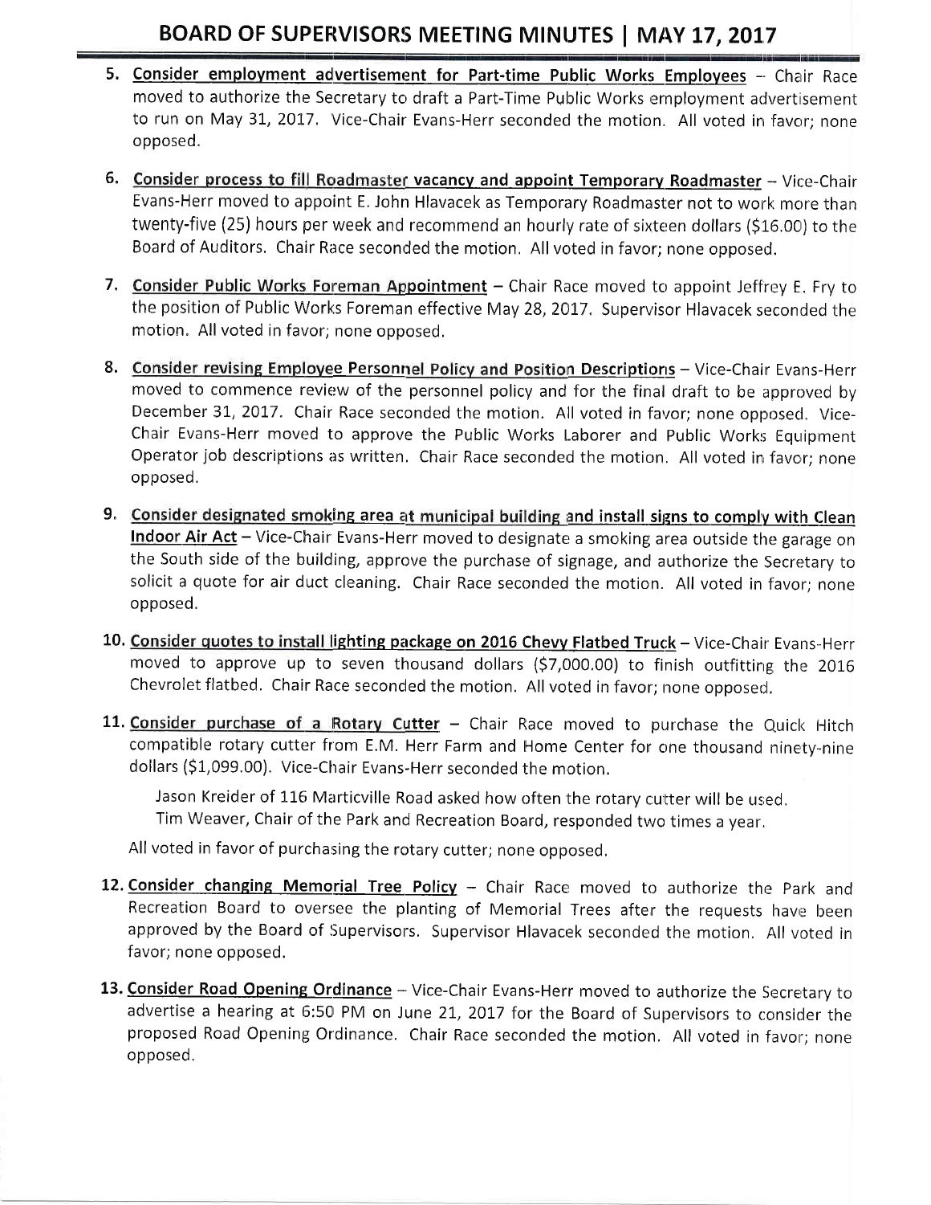5. **Consider employment advertisement for Part-time Public Works Employees** – Chair Race moved to authorize the Secretary to draft a Part-Time Public Works employment advertisement to run on May 31, 2017. Vice-Chair Evans-Herr seconded the motion. All voted in favor; none opposed.

6. **Consider process to fill Roadmaster vacancy and appoint Temporary Roadmaster** – Vice-Chair Evans-Herr moved to appoint E. John Hlavacek as Temporary Roadmaster not to work more than twenty-five (25) hours per week and recommend an hourly rate of sixteen dollars ($16.00) to the Board of Auditors. Chair Race seconded the motion. All voted in favor; none opposed.

7. **Consider Public Works Foreman Appointment** – Chair Race moved to appoint Jeffrey E. Fry to the position of Public Works Foreman effective May 28, 2017. Supervisor Hlavacek seconded the motion. All voted in favor; none opposed.

8. **Consider revising Employee Personnel Policy and Position Descriptions** – Vice-Chair Evans-Herr moved to commence review of the personnel policy and for the final draft to be approved by December 31, 2017. Chair Race seconded the motion. All voted in favor; none opposed. Vice-Chair Evans-Herr moved to approve the Public Works Laborer and Public Works Equipment Operator job descriptions as written. Chair Race seconded the motion. All voted in favor; none opposed.

9. **Consider designated smoking area at municipal building and install signs to comply with Clean Indoor Air Act** – Vice-Chair Evans-Herr moved to designate a smoking area outside the garage on the South side of the building, approve the purchase of signage, and authorize the Secretary to solicit a quote for air duct cleaning. Chair Race seconded the motion. All voted in favor; none opposed.

10. **Consider quotes to install lighting package on 2016 Chevy Flatbed Truck** – Vice-Chair Evans-Herr moved to approve up to seven thousand dollars ($7,000.00) to finish outfitting the 2016 Chevrolet flatbed. Chair Race seconded the motion. All voted in favor; none opposed.

11. **Consider purchase of a Rotary Cutter** – Chair Race moved to purchase the Quick Hitch compatible rotary cutter from E.M. Herr Farm and Home Center for one thousand ninety-nine dollars ($1,099.00). Vice-Chair Evans-Herr seconded the motion.

    Jason Kreider of 116 Marticville Road asked how often the rotary cutter will be used.
    Tim Weaver, Chair of the Park and Recreation Board, responded two times a year.

    All voted in favor of purchasing the rotary cutter; none opposed.

12. **Consider changing Memorial Tree Policy** – Chair Race moved to authorize the Park and Recreation Board to oversee the planting of Memorial Trees after the requests have been approved by the Board of Supervisors. Supervisor Hlavacek seconded the motion. All voted in favor; none opposed.

13. **Consider Road Opening Ordinance** – Vice-Chair Evans-Herr moved to authorize the Secretary to advertise a hearing at 6:50 PM on June 21, 2017 for the Board of Supervisors to consider the proposed Road Opening Ordinance. Chair Race seconded the motion. All voted in favor; none opposed.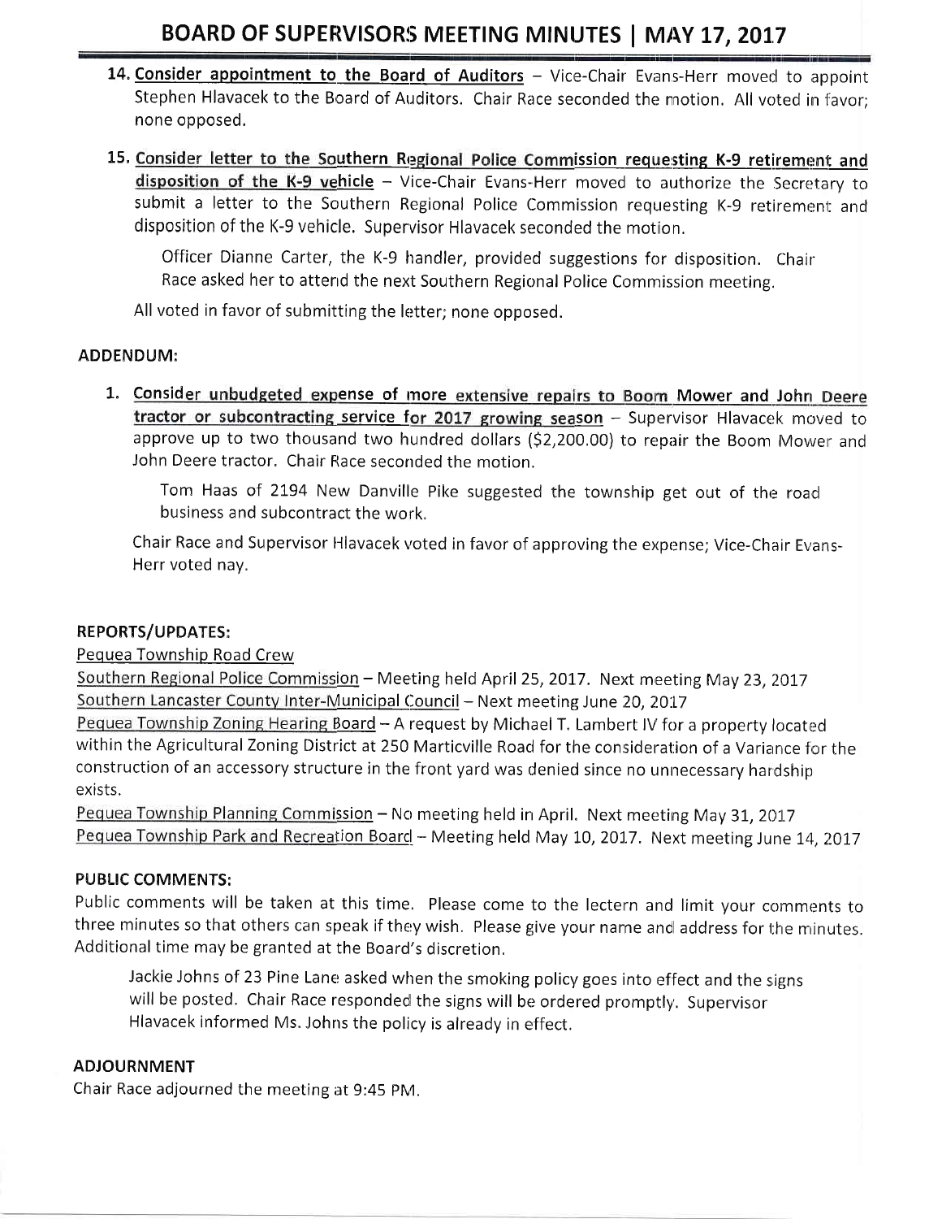# BOARD OF SUPERVISORS MEETING MINUTES | MAY 17, 2017

14. **Consider appointment to the Board of Auditors** – Vice-Chair Evans-Herr moved to appoint Stephen Hlavacek to the Board of Auditors. Chair Race seconded the motion. All voted in favor; none opposed.

15. **Consider letter to the Southern Regional Police Commission requesting K-9 retirement and disposition of the K-9 vehicle** – Vice-Chair Evans-Herr moved to authorize the Secretary to submit a letter to the Southern Regional Police Commission requesting K-9 retirement and disposition of the K-9 vehicle. Supervisor Hlavacek seconded the motion.

    Officer Dianne Carter, the K-9 handler, provided suggestions for disposition. Chair Race asked her to attend the next Southern Regional Police Commission meeting.

    All voted in favor of submitting the letter; none opposed.

**ADDENDUM:**

1. **Consider unbudgeted expense of more extensive repairs to Boom Mower and John Deere tractor or subcontracting service for 2017 growing season** – Supervisor Hlavacek moved to approve up to two thousand two hundred dollars ($2,200.00) to repair the Boom Mower and John Deere tractor. Chair Race seconded the motion.

    Tom Haas of 2194 New Danville Pike suggested the township get out of the road business and subcontract the work.

    Chair Race and Supervisor Hlavacek voted in favor of approving the expense; Vice-Chair Evans-Herr voted nay.

**REPORTS/UPDATES:**

Pequea Township Road Crew

Southern Regional Police Commission – Meeting held April 25, 2017. Next meeting May 23, 2017

Southern Lancaster County Inter-Municipal Council – Next meeting June 20, 2017

Pequea Township Zoning Hearing Board – A request by Michael T. Lambert IV for a property located within the Agricultural Zoning District at 250 Marticville Road for the consideration of a Variance for the construction of an accessory structure in the front yard was denied since no unnecessary hardship exists.

Pequea Township Planning Commission – No meeting held in April. Next meeting May 31, 2017

Pequea Township Park and Recreation Board – Meeting held May 10, 2017. Next meeting June 14, 2017

**PUBLIC COMMENTS:**

Public comments will be taken at this time. Please come to the lectern and limit your comments to three minutes so that others can speak if they wish. Please give your name and address for the minutes. Additional time may be granted at the Board's discretion.

Jackie Johns of 23 Pine Lane asked when the smoking policy goes into effect and the signs will be posted. Chair Race responded the signs will be ordered promptly. Supervisor Hlavacek informed Ms. Johns the policy is already in effect.

**ADJOURNMENT**

Chair Race adjourned the meeting at 9:45 PM.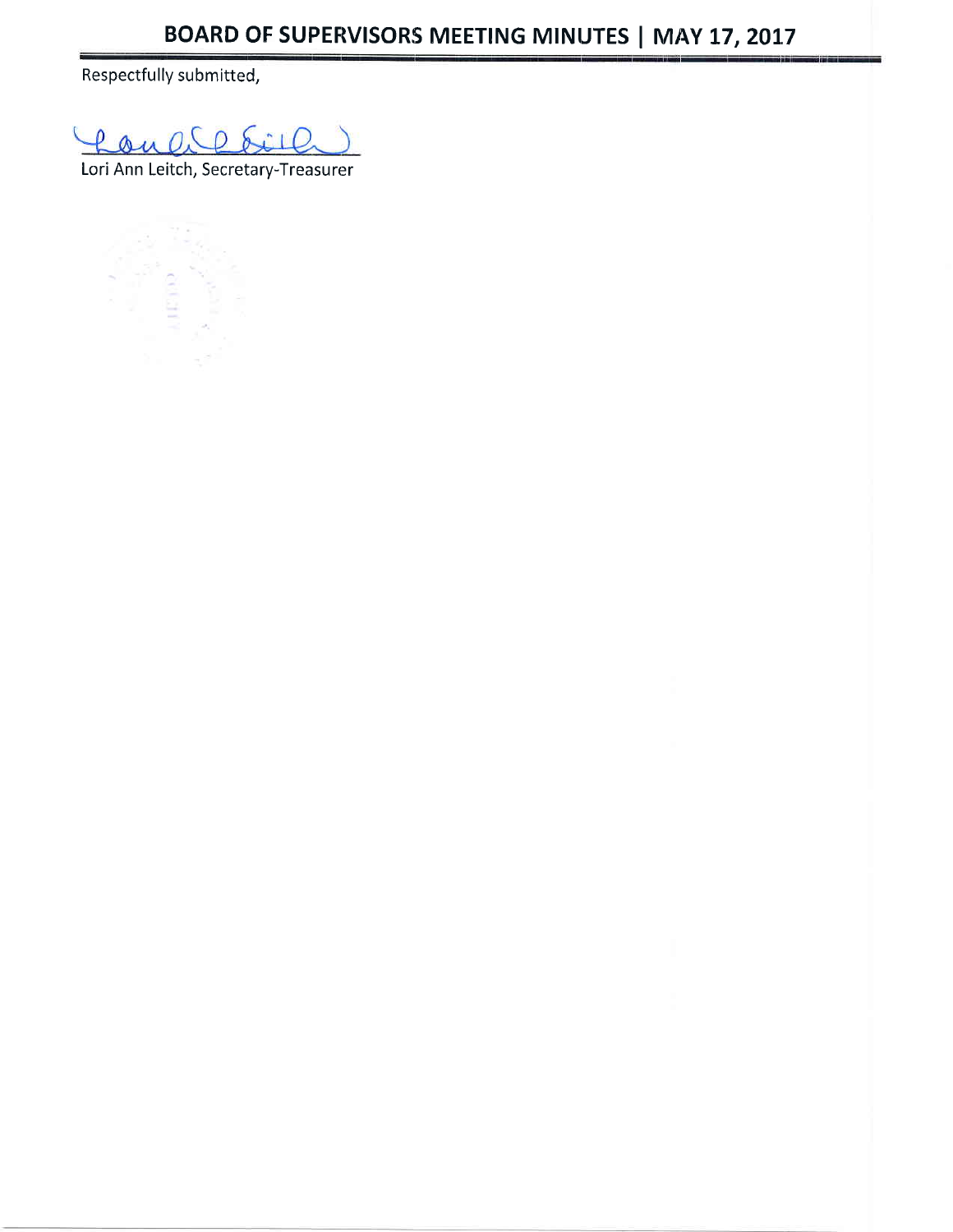Respectfully submitted,

Lori Ann Leitch, Secretary-Treasurer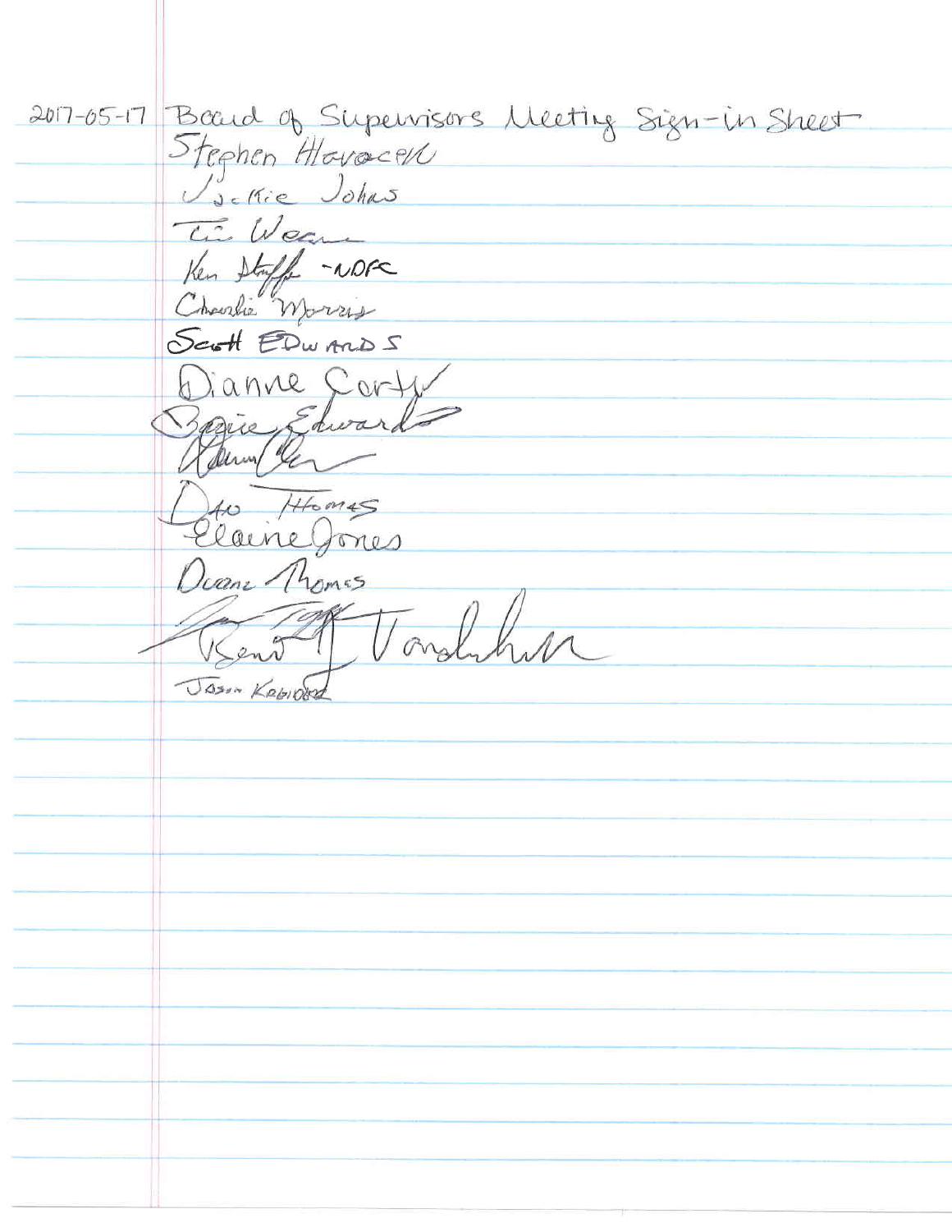2017-05-17 Board of Supervisors Meeting Sign-in Sheet

Stephen Hlavacek

Jackie Johns

Tim Weaver

Ken Stuffle - NDFC

Charlie Morris

Scott EDWARDS

Dianne Cortez

Bessie Edwards

Dawn Chen

Dan Thomas

Elaine Jones

Duane Thomas

Bernd J Vandenhuv

Jason Kebioen